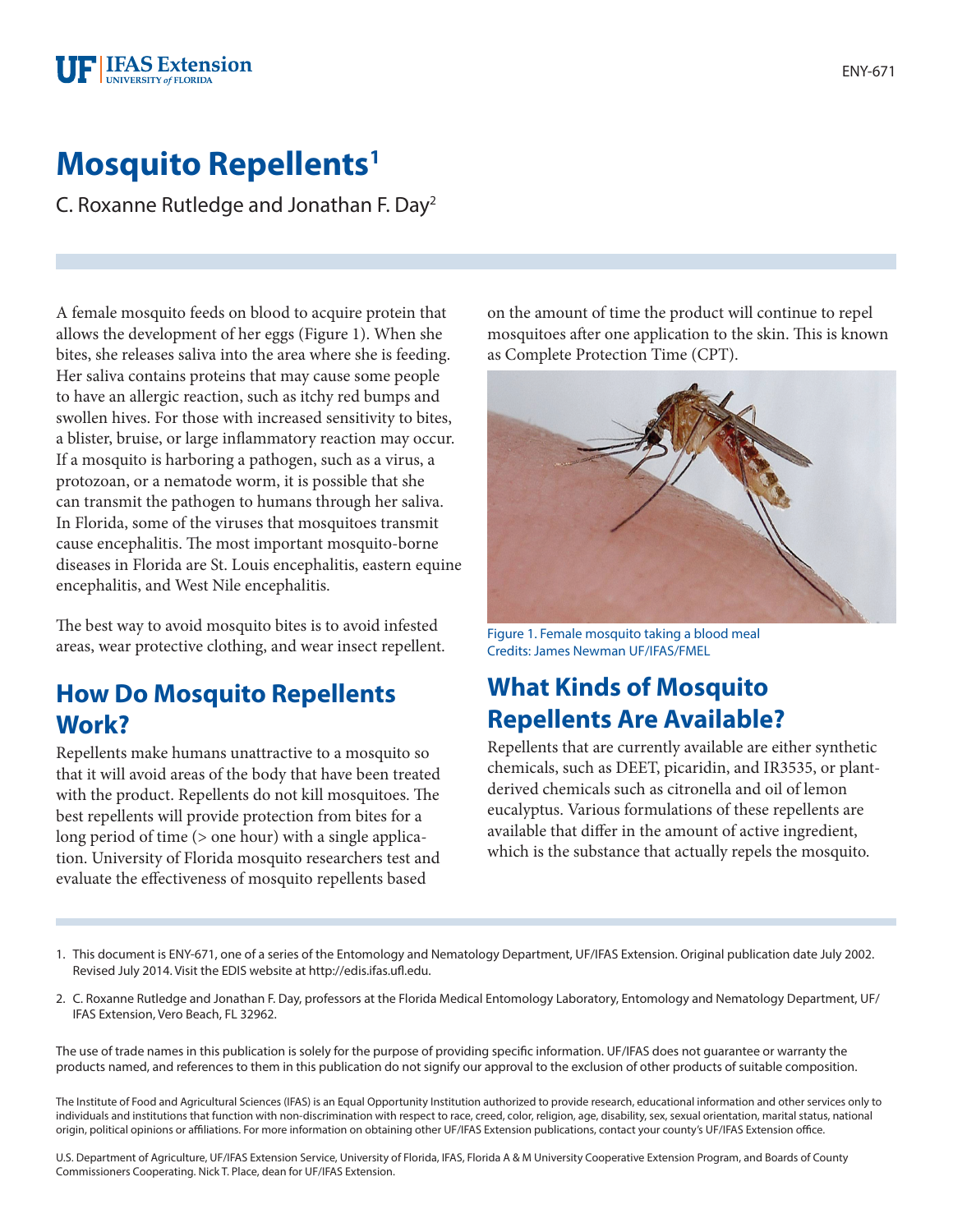# Mosquito Repellents[1]

C. Roxanne Rutledge and Jonathan F. Day[2]

A female mosquito feeds on blood to acquire protein that allows the development of her eggs (Figure 1). When she bites, she releases saliva into the area where she is feeding. Her saliva contains proteins that may cause some people to have an allergic reaction, such as itchy red bumps and swollen hives. For those with increased sensitivity to bites, a blister, bruise, or large inflammatory reaction may occur. If a mosquito is harboring a pathogen, such as a virus, a protozoan, or a nematode worm, it is possible that she can transmit the pathogen to humans through her saliva. In Florida, some of the viruses that mosquitoes transmit cause encephalitis. The most important mosquito-borne diseases in Florida are St. Louis encephalitis, eastern equine encephalitis, and West Nile encephalitis.

The best way to avoid mosquito bites is to avoid infested areas, wear protective clothing, and wear insect repellent.

## How Do Mosquito Repellents Work?

Repellents make humans unattractive to a mosquito so that it will avoid areas of the body that have been treated with the product. Repellents do not kill mosquitoes. The best repellents will provide protection from bites for a long period of time (> one hour) with a single application. University of Florida mosquito researchers test and evaluate the effectiveness of mosquito repellents based on the amount of time the product will continue to repel mosquitoes after one application to the skin. This is known as Complete Protection Time (CPT).

Figure 1. Female mosquito taking a blood meal
Credits: James Newman UF/IFAS/FMEL

## What Kinds of Mosquito Repellents Are Available?

Repellents that are currently available are either synthetic chemicals, such as DEET, picaridin, and IR3535, or plant-derived chemicals such as citronella and oil of lemon eucalyptus. Various formulations of these repellents are available that differ in the amount of active ingredient, which is the substance that actually repels the mosquito.

1. This document is ENY-671, one of a series of the Entomology and Nematology Department, UF/IFAS Extension. Original publication date July 2002. Revised July 2014. Visit the EDIS website at http://edis.ifas.ufl.edu.

2. C. Roxanne Rutledge and Jonathan F. Day, professors at the Florida Medical Entomology Laboratory, Entomology and Nematology Department, UF/IFAS Extension, Vero Beach, FL 32962.

The use of trade names in this publication is solely for the purpose of providing specific information. UF/IFAS does not guarantee or warranty the products named, and references to them in this publication do not signify our approval to the exclusion of other products of suitable composition.

The Institute of Food and Agricultural Sciences (IFAS) is an Equal Opportunity Institution authorized to provide research, educational information and other services only to individuals and institutions that function with non-discrimination with respect to race, creed, color, religion, age, disability, sex, sexual orientation, marital status, national origin, political opinions or affiliations. For more information on obtaining other UF/IFAS Extension publications, contact your county's UF/IFAS Extension office.

U.S. Department of Agriculture, UF/IFAS Extension Service, University of Florida, IFAS, Florida A & M University Cooperative Extension Program, and Boards of County Commissioners Cooperating. Nick T. Place, dean for UF/IFAS Extension.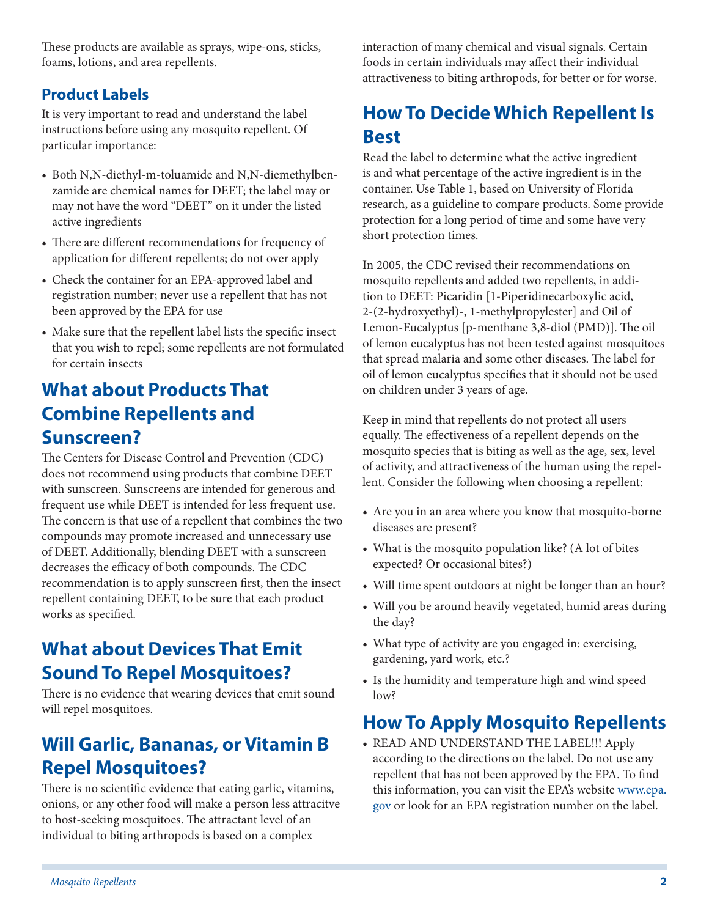These products are available as sprays, wipe-ons, sticks, foams, lotions, and area repellents.

### Product Labels

It is very important to read and understand the label instructions before using any mosquito repellent. Of particular importance:

- Both N,N-diethyl-m-toluamide and N,N-diemethylbenzamide are chemical names for DEET; the label may or may not have the word "DEET" on it under the listed active ingredients
- There are different recommendations for frequency of application for different repellents; do not over apply
- Check the container for an EPA-approved label and registration number; never use a repellent that has not been approved by the EPA for use
- Make sure that the repellent label lists the specific insect that you wish to repel; some repellents are not formulated for certain insects

## What about Products That Combine Repellents and Sunscreen?

The Centers for Disease Control and Prevention (CDC) does not recommend using products that combine DEET with sunscreen. Sunscreens are intended for generous and frequent use while DEET is intended for less frequent use. The concern is that use of a repellent that combines the two compounds may promote increased and unnecessary use of DEET. Additionally, blending DEET with a sunscreen decreases the efficacy of both compounds. The CDC recommendation is to apply sunscreen first, then the insect repellent containing DEET, to be sure that each product works as specified.

## What about Devices That Emit Sound To Repel Mosquitoes?

There is no evidence that wearing devices that emit sound will repel mosquitoes.

## Will Garlic, Bananas, or Vitamin B Repel Mosquitoes?

There is no scientific evidence that eating garlic, vitamins, onions, or any other food will make a person less attracitve to host-seeking mosquitoes. The attractant level of an individual to biting arthropods is based on a complex interaction of many chemical and visual signals. Certain foods in certain individuals may affect their individual attractiveness to biting arthropods, for better or for worse.

## How To Decide Which Repellent Is Best

Read the label to determine what the active ingredient is and what percentage of the active ingredient is in the container. Use Table 1, based on University of Florida research, as a guideline to compare products. Some provide protection for a long period of time and some have very short protection times.

In 2005, the CDC revised their recommendations on mosquito repellents and added two repellents, in addition to DEET: Picaridin [1-Piperidinecarboxylic acid, 2-(2-hydroxyethyl)-, 1-methylpropylester] and Oil of Lemon-Eucalyptus [p-menthane 3,8-diol (PMD)]. The oil of lemon eucalyptus has not been tested against mosquitoes that spread malaria and some other diseases. The label for oil of lemon eucalyptus specifies that it should not be used on children under 3 years of age.

Keep in mind that repellents do not protect all users equally. The effectiveness of a repellent depends on the mosquito species that is biting as well as the age, sex, level of activity, and attractiveness of the human using the repellent. Consider the following when choosing a repellent:

- Are you in an area where you know that mosquito-borne diseases are present?
- What is the mosquito population like? (A lot of bites expected? Or occasional bites?)
- Will time spent outdoors at night be longer than an hour?
- Will you be around heavily vegetated, humid areas during the day?
- What type of activity are you engaged in: exercising, gardening, yard work, etc.?
- Is the humidity and temperature high and wind speed low?

## How To Apply Mosquito Repellents

- READ AND UNDERSTAND THE LABEL!!! Apply according to the directions on the label. Do not use any repellent that has not been approved by the EPA. To find this information, you can visit the EPA's website www.epa.gov or look for an EPA registration number on the label.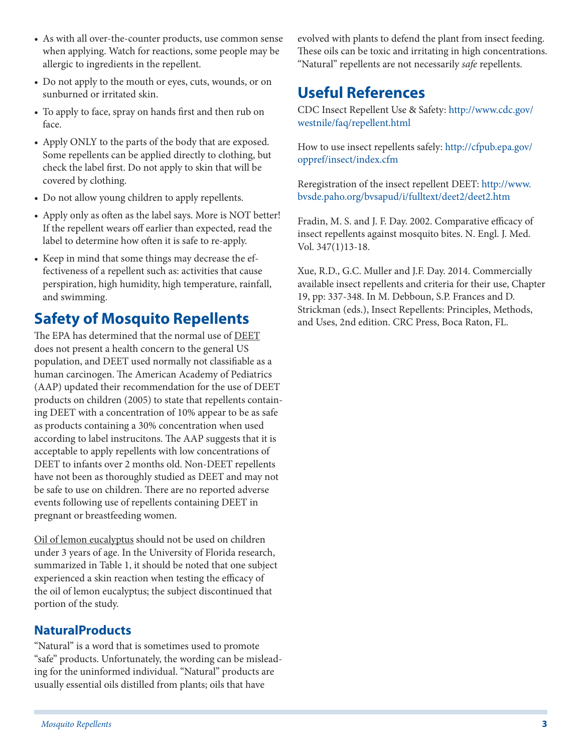- As with all over-the-counter products, use common sense when applying. Watch for reactions, some people may be allergic to ingredients in the repellent.
- Do not apply to the mouth or eyes, cuts, wounds, or on sunburned or irritated skin.
- To apply to face, spray on hands first and then rub on face.
- Apply ONLY to the parts of the body that are exposed. Some repellents can be applied directly to clothing, but check the label first. Do not apply to skin that will be covered by clothing.
- Do not allow young children to apply repellents.
- Apply only as often as the label says. More is NOT better! If the repellent wears off earlier than expected, read the label to determine how often it is safe to re-apply.
- Keep in mind that some things may decrease the effectiveness of a repellent such as: activities that cause perspiration, high humidity, high temperature, rainfall, and swimming.

## Safety of Mosquito Repellents

The EPA has determined that the normal use of DEET does not present a health concern to the general US population, and DEET used normally not classifiable as a human carcinogen. The American Academy of Pediatrics (AAP) updated their recommendation for the use of DEET products on children (2005) to state that repellents containing DEET with a concentration of 10% appear to be as safe as products containing a 30% concentration when used according to label instrucitons. The AAP suggests that it is acceptable to apply repellents with low concentrations of DEET to infants over 2 months old. Non-DEET repellents have not been as thoroughly studied as DEET and may not be safe to use on children. There are no reported adverse events following use of repellents containing DEET in pregnant or breastfeeding women.

Oil of lemon eucalyptus should not be used on children under 3 years of age. In the University of Florida research, summarized in Table 1, it should be noted that one subject experienced a skin reaction when testing the efficacy of the oil of lemon eucalyptus; the subject discontinued that portion of the study.

### NaturalProducts

"Natural" is a word that is sometimes used to promote "safe" products. Unfortunately, the wording can be misleading for the uninformed individual. "Natural" products are usually essential oils distilled from plants; oils that have evolved with plants to defend the plant from insect feeding. These oils can be toxic and irritating in high concentrations. "Natural" repellents are not necessarily *safe* repellents.

## Useful References

CDC Insect Repellent Use & Safety: http://www.cdc.gov/westnile/faq/repellent.html

How to use insect repellents safely: http://cfpub.epa.gov/oppref/insect/index.cfm

Reregistration of the insect repellent DEET: http://www.bvsde.paho.org/bvsapud/i/fulltext/deet2/deet2.htm

Fradin, M. S. and J. F. Day. 2002. Comparative efficacy of insect repellents against mosquito bites. N. Engl. J. Med. Vol. 347(1)13-18.

Xue, R.D., G.C. Muller and J.F. Day. 2014. Commercially available insect repellents and criteria for their use, Chapter 19, pp: 337-348. In M. Debboun, S.P. Frances and D. Strickman (eds.), Insect Repellents: Principles, Methods, and Uses, 2nd edition. CRC Press, Boca Raton, FL.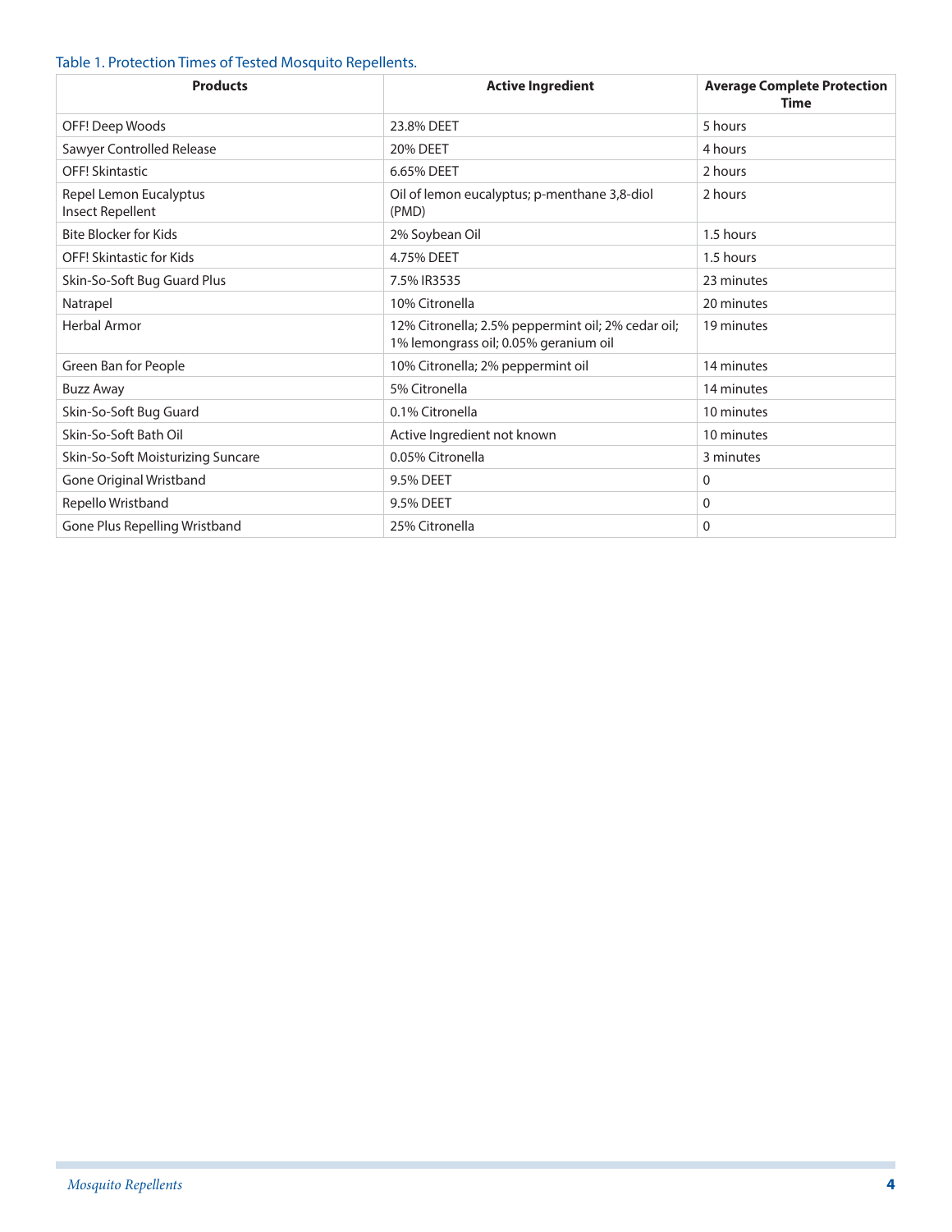Table 1. Protection Times of Tested Mosquito Repellents.

| Products | Active Ingredient | Average Complete Protection Time |
|---|---|---|
| OFF! Deep Woods | 23.8% DEET | 5 hours |
| Sawyer Controlled Release | 20% DEET | 4 hours |
| OFF! Skintastic | 6.65% DEET | 2 hours |
| Repel Lemon Eucalyptus Insect Repellent | Oil of lemon eucalyptus; p-menthane 3,8-diol (PMD) | 2 hours |
| Bite Blocker for Kids | 2% Soybean Oil | 1.5 hours |
| OFF! Skintastic for Kids | 4.75% DEET | 1.5 hours |
| Skin-So-Soft Bug Guard Plus | 7.5% IR3535 | 23 minutes |
| Natrapel | 10% Citronella | 20 minutes |
| Herbal Armor | 12% Citronella; 2.5% peppermint oil; 2% cedar oil; 1% lemongrass oil; 0.05% geranium oil | 19 minutes |
| Green Ban for People | 10% Citronella; 2% peppermint oil | 14 minutes |
| Buzz Away | 5% Citronella | 14 minutes |
| Skin-So-Soft Bug Guard | 0.1% Citronella | 10 minutes |
| Skin-So-Soft Bath Oil | Active Ingredient not known | 10 minutes |
| Skin-So-Soft Moisturizing Suncare | 0.05% Citronella | 3 minutes |
| Gone Original Wristband | 9.5% DEET | 0 |
| Repello Wristband | 9.5% DEET | 0 |
| Gone Plus Repelling Wristband | 25% Citronella | 0 |